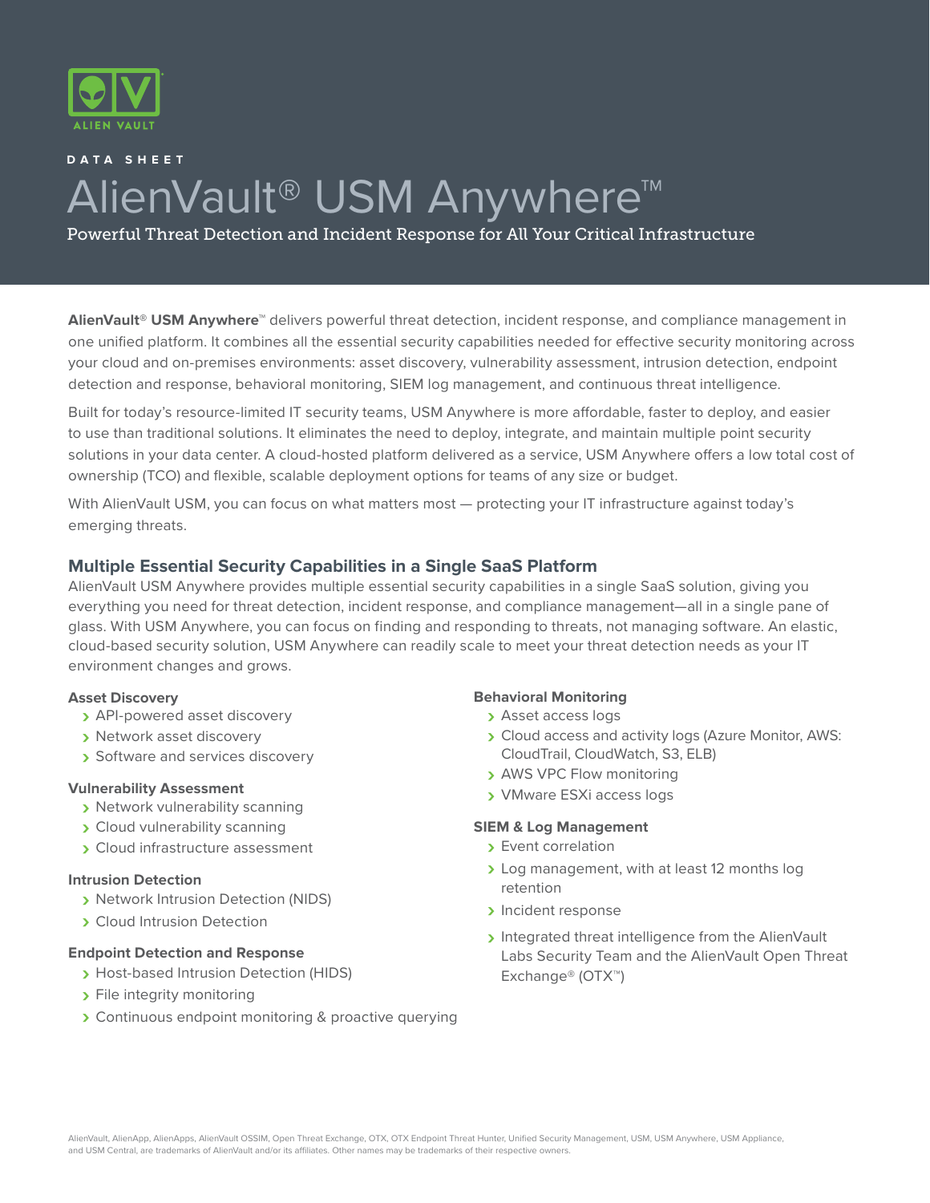DATA SHEET

# AlienVault® USM Anywhere™

Powerful Threat Detection and Incident Response for All Your Critical Infrastructure

**AlienVault® USM Anywhere™** delivers powerful threat detection, incident response, and compliance management in one unified platform. It combines all the essential security capabilities needed for effective security monitoring across your cloud and on-premises environments: asset discovery, vulnerability assessment, intrusion detection, endpoint detection and response, behavioral monitoring, SIEM log management, and continuous threat intelligence.

Built for today's resource-limited IT security teams, USM Anywhere is more affordable, faster to deploy, and easier to use than traditional solutions. It eliminates the need to deploy, integrate, and maintain multiple point security solutions in your data center. A cloud-hosted platform delivered as a service, USM Anywhere offers a low total cost of ownership (TCO) and flexible, scalable deployment options for teams of any size or budget.

With AlienVault USM, you can focus on what matters most — protecting your IT infrastructure against today's emerging threats.

## Multiple Essential Security Capabilities in a Single SaaS Platform

AlienVault USM Anywhere provides multiple essential security capabilities in a single SaaS solution, giving you everything you need for threat detection, incident response, and compliance management—all in a single pane of glass. With USM Anywhere, you can focus on finding and responding to threats, not managing software. An elastic, cloud-based security solution, USM Anywhere can readily scale to meet your threat detection needs as your IT environment changes and grows.

### Asset Discovery

- API-powered asset discovery
- Network asset discovery
- Software and services discovery

### Vulnerability Assessment

- Network vulnerability scanning
- Cloud vulnerability scanning
- Cloud infrastructure assessment

### Intrusion Detection

- Network Intrusion Detection (NIDS)
- Cloud Intrusion Detection

### Endpoint Detection and Response

- Host-based Intrusion Detection (HIDS)
- File integrity monitoring
- Continuous endpoint monitoring & proactive querying

### Behavioral Monitoring

- Asset access logs
- Cloud access and activity logs (Azure Monitor, AWS: CloudTrail, CloudWatch, S3, ELB)
- AWS VPC Flow monitoring
- VMware ESXi access logs

### SIEM & Log Management

- Event correlation
- Log management, with at least 12 months log retention
- Incident response
- Integrated threat intelligence from the AlienVault Labs Security Team and the AlienVault Open Threat Exchange® (OTX™)

AlienVault, AlienApp, AlienApps, AlienVault OSSIM, Open Threat Exchange, OTX, OTX Endpoint Threat Hunter, Unified Security Management, USM, USM Anywhere, USM Appliance, and USM Central, are trademarks of AlienVault and/or its affiliates. Other names may be trademarks of their respective owners.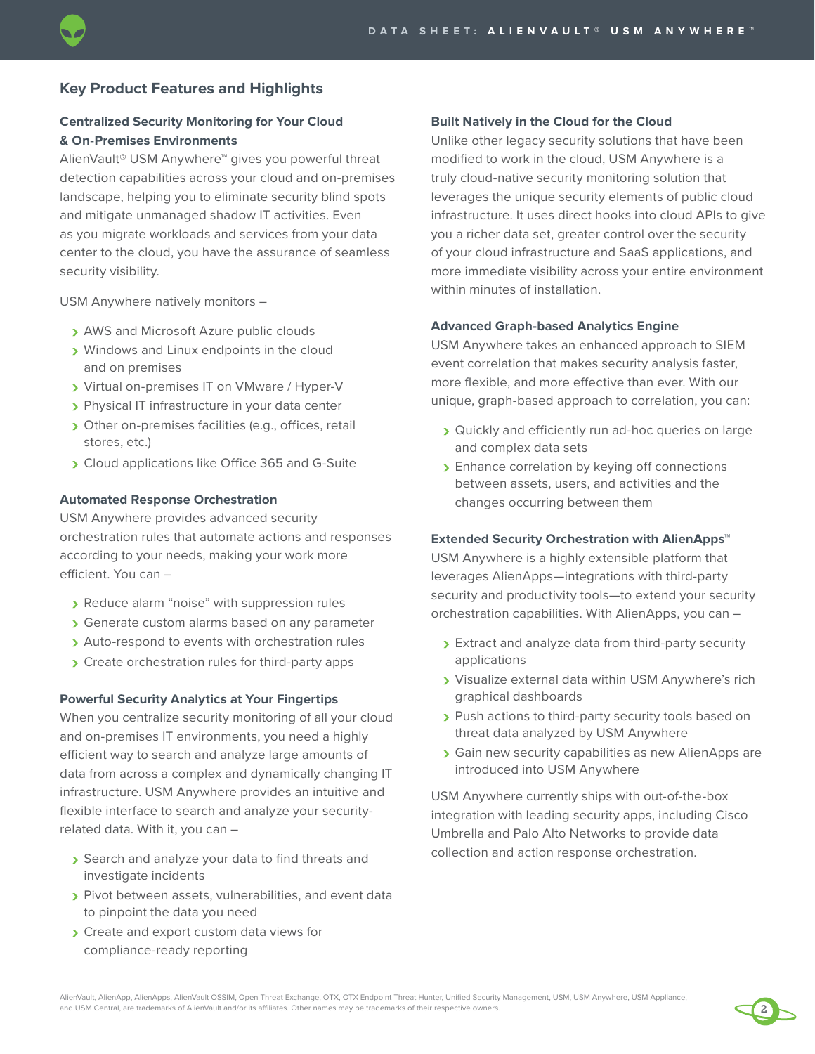## Key Product Features and Highlights

### Centralized Security Monitoring for Your Cloud & On-Premises Environments

AlienVault® USM Anywhere™ gives you powerful threat detection capabilities across your cloud and on-premises landscape, helping you to eliminate security blind spots and mitigate unmanaged shadow IT activities. Even as you migrate workloads and services from your data center to the cloud, you have the assurance of seamless security visibility.

USM Anywhere natively monitors –

- AWS and Microsoft Azure public clouds
- Windows and Linux endpoints in the cloud and on premises
- Virtual on-premises IT on VMware / Hyper-V
- Physical IT infrastructure in your data center
- Other on-premises facilities (e.g., offices, retail stores, etc.)
- Cloud applications like Office 365 and G-Suite

### Automated Response Orchestration

USM Anywhere provides advanced security orchestration rules that automate actions and responses according to your needs, making your work more efficient. You can –

- Reduce alarm “noise” with suppression rules
- Generate custom alarms based on any parameter
- Auto-respond to events with orchestration rules
- Create orchestration rules for third-party apps

### Powerful Security Analytics at Your Fingertips

When you centralize security monitoring of all your cloud and on-premises IT environments, you need a highly efficient way to search and analyze large amounts of data from across a complex and dynamically changing IT infrastructure. USM Anywhere provides an intuitive and flexible interface to search and analyze your security-related data. With it, you can –

- Search and analyze your data to find threats and investigate incidents
- Pivot between assets, vulnerabilities, and event data to pinpoint the data you need
- Create and export custom data views for compliance-ready reporting

### Built Natively in the Cloud for the Cloud

Unlike other legacy security solutions that have been modified to work in the cloud, USM Anywhere is a truly cloud-native security monitoring solution that leverages the unique security elements of public cloud infrastructure. It uses direct hooks into cloud APIs to give you a richer data set, greater control over the security of your cloud infrastructure and SaaS applications, and more immediate visibility across your entire environment within minutes of installation.

### Advanced Graph-based Analytics Engine

USM Anywhere takes an enhanced approach to SIEM event correlation that makes security analysis faster, more flexible, and more effective than ever. With our unique, graph-based approach to correlation, you can:

- Quickly and efficiently run ad-hoc queries on large and complex data sets
- Enhance correlation by keying off connections between assets, users, and activities and the changes occurring between them

### Extended Security Orchestration with AlienApps™

USM Anywhere is a highly extensible platform that leverages AlienApps—integrations with third-party security and productivity tools—to extend your security orchestration capabilities. With AlienApps, you can –

- Extract and analyze data from third-party security applications
- Visualize external data within USM Anywhere’s rich graphical dashboards
- Push actions to third-party security tools based on threat data analyzed by USM Anywhere
- Gain new security capabilities as new AlienApps are introduced into USM Anywhere

USM Anywhere currently ships with out-of-the-box integration with leading security apps, including Cisco Umbrella and Palo Alto Networks to provide data collection and action response orchestration.

AlienVault, AlienApp, AlienApps, AlienVault OSSIM, Open Threat Exchange, OTX, OTX Endpoint Threat Hunter, Unified Security Management, USM, USM Anywhere, USM Appliance, and USM Central, are trademarks of AlienVault and/or its affiliates. Other names may be trademarks of their respective owners.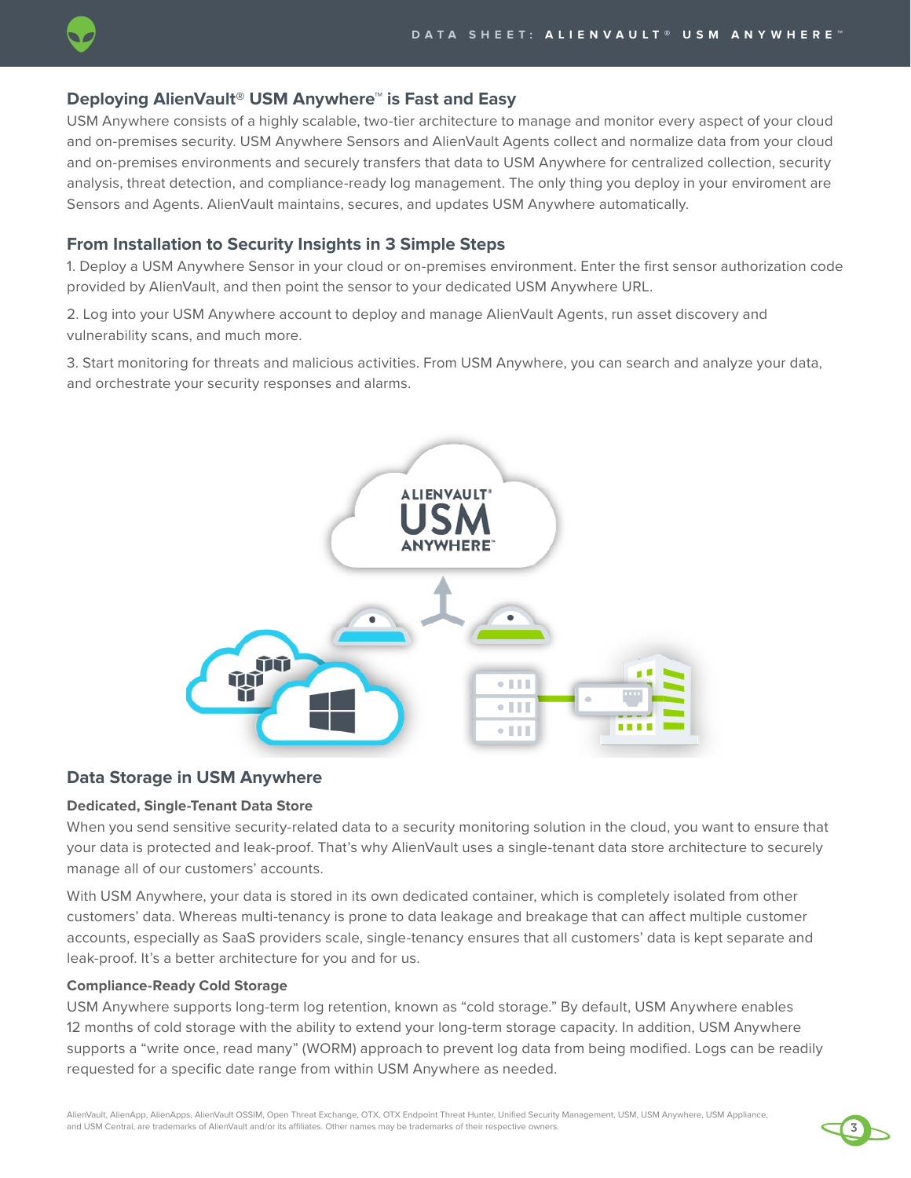## Deploying AlienVault® USM Anywhere™ is Fast and Easy

USM Anywhere consists of a highly scalable, two-tier architecture to manage and monitor every aspect of your cloud and on-premises security. USM Anywhere Sensors and AlienVault Agents collect and normalize data from your cloud and on-premises environments and securely transfers that data to USM Anywhere for centralized collection, security analysis, threat detection, and compliance-ready log management. The only thing you deploy in your enviroment are Sensors and Agents. AlienVault maintains, secures, and updates USM Anywhere automatically.

### From Installation to Security Insights in 3 Simple Steps

1. Deploy a USM Anywhere Sensor in your cloud or on-premises environment. Enter the first sensor authorization code provided by AlienVault, and then point the sensor to your dedicated USM Anywhere URL.

2. Log into your USM Anywhere account to deploy and manage AlienVault Agents, run asset discovery and vulnerability scans, and much more.

3. Start monitoring for threats and malicious activities. From USM Anywhere, you can search and analyze your data, and orchestrate your security responses and alarms.

## Data Storage in USM Anywhere

#### Dedicated, Single-Tenant Data Store

When you send sensitive security-related data to a security monitoring solution in the cloud, you want to ensure that your data is protected and leak-proof. That's why AlienVault uses a single-tenant data store architecture to securely manage all of our customers' accounts.

With USM Anywhere, your data is stored in its own dedicated container, which is completely isolated from other customers' data. Whereas multi-tenancy is prone to data leakage and breakage that can affect multiple customer accounts, especially as SaaS providers scale, single-tenancy ensures that all customers' data is kept separate and leak-proof. It's a better architecture for you and for us.

#### Compliance-Ready Cold Storage

USM Anywhere supports long-term log retention, known as "cold storage." By default, USM Anywhere enables 12 months of cold storage with the ability to extend your long-term storage capacity. In addition, USM Anywhere supports a "write once, read many" (WORM) approach to prevent log data from being modified. Logs can be readily requested for a specific date range from within USM Anywhere as needed.

AlienVault, AlienApp, AlienApps, AlienVault OSSIM, Open Threat Exchange, OTX, OTX Endpoint Threat Hunter, Unified Security Management, USM, USM Anywhere, USM Appliance, and USM Central, are trademarks of AlienVault and/or its affiliates. Other names may be trademarks of their respective owners.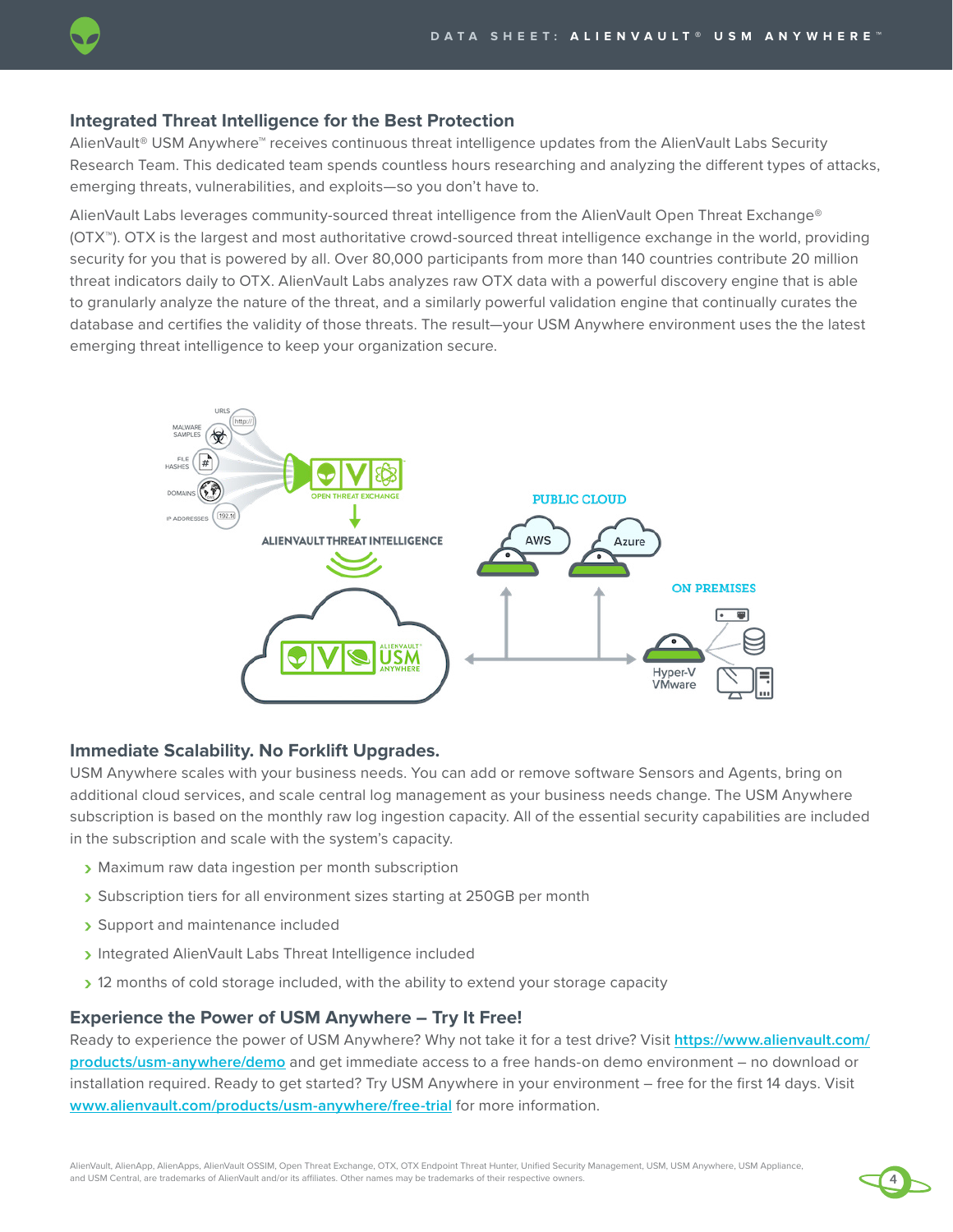## Integrated Threat Intelligence for the Best Protection

AlienVault® USM Anywhere™ receives continuous threat intelligence updates from the AlienVault Labs Security Research Team. This dedicated team spends countless hours researching and analyzing the different types of attacks, emerging threats, vulnerabilities, and exploits—so you don't have to.

AlienVault Labs leverages community-sourced threat intelligence from the AlienVault Open Threat Exchange® (OTX™). OTX is the largest and most authoritative crowd-sourced threat intelligence exchange in the world, providing security for you that is powered by all. Over 80,000 participants from more than 140 countries contribute 20 million threat indicators daily to OTX. AlienVault Labs analyzes raw OTX data with a powerful discovery engine that is able to granularly analyze the nature of the threat, and a similarly powerful validation engine that continually curates the database and certifies the validity of those threats. The result—your USM Anywhere environment uses the the latest emerging threat intelligence to keep your organization secure.

## Immediate Scalability. No Forklift Upgrades.

USM Anywhere scales with your business needs. You can add or remove software Sensors and Agents, bring on additional cloud services, and scale central log management as your business needs change. The USM Anywhere subscription is based on the monthly raw log ingestion capacity. All of the essential security capabilities are included in the subscription and scale with the system's capacity.

- Maximum raw data ingestion per month subscription
- Subscription tiers for all environment sizes starting at 250GB per month
- Support and maintenance included
- Integrated AlienVault Labs Threat Intelligence included
- 12 months of cold storage included, with the ability to extend your storage capacity

## Experience the Power of USM Anywhere – Try It Free!

Ready to experience the power of USM Anywhere? Why not take it for a test drive? Visit https://www.alienvault.com/products/usm-anywhere/demo and get immediate access to a free hands-on demo environment – no download or installation required. Ready to get started? Try USM Anywhere in your environment – free for the first 14 days. Visit www.alienvault.com/products/usm-anywhere/free-trial for more information.

AlienVault, AlienApp, AlienApps, AlienVault OSSIM, Open Threat Exchange, OTX, OTX Endpoint Threat Hunter, Unified Security Management, USM, USM Anywhere, USM Appliance, and USM Central, are trademarks of AlienVault and/or its affiliates. Other names may be trademarks of their respective owners.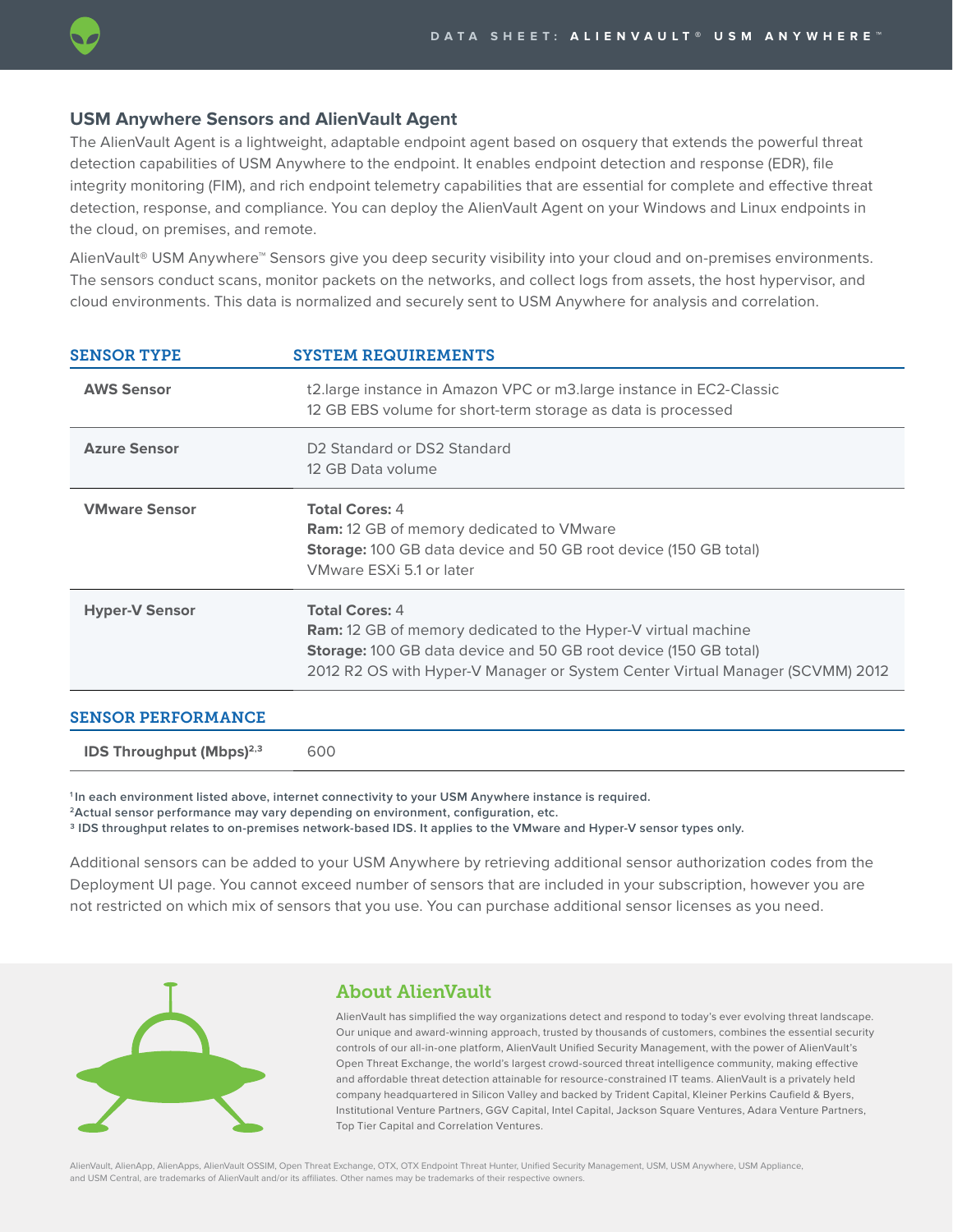## USM Anywhere Sensors and AlienVault Agent

The AlienVault Agent is a lightweight, adaptable endpoint agent based on osquery that extends the powerful threat detection capabilities of USM Anywhere to the endpoint. It enables endpoint detection and response (EDR), file integrity monitoring (FIM), and rich endpoint telemetry capabilities that are essential for complete and effective threat detection, response, and compliance. You can deploy the AlienVault Agent on your Windows and Linux endpoints in the cloud, on premises, and remote.

AlienVault® USM Anywhere™ Sensors give you deep security visibility into your cloud and on-premises environments. The sensors conduct scans, monitor packets on the networks, and collect logs from assets, the host hypervisor, and cloud environments. This data is normalized and securely sent to USM Anywhere for analysis and correlation.

| SENSOR TYPE | SYSTEM REQUIREMENTS |
|---|---|
| **AWS Sensor** | t2.large instance in Amazon VPC or m3.large instance in EC2-Classic<br>12 GB EBS volume for short-term storage as data is processed |
| **Azure Sensor** | D2 Standard or DS2 Standard<br>12 GB Data volume |
| **VMware Sensor** | **Total Cores:** 4<br>**Ram:** 12 GB of memory dedicated to VMware<br>**Storage:** 100 GB data device and 50 GB root device (150 GB total)<br>VMware ESXi 5.1 or later |
| **Hyper-V Sensor** | **Total Cores:** 4<br>**Ram:** 12 GB of memory dedicated to the Hyper-V virtual machine<br>**Storage:** 100 GB data device and 50 GB root device (150 GB total)<br>2012 R2 OS with Hyper-V Manager or System Center Virtual Manager (SCVMM) 2012 |

| SENSOR PERFORMANCE | |
|---|---|
| **IDS Throughput (Mbps)[2,3]** | 600 |

[1] In each environment listed above, internet connectivity to your USM Anywhere instance is required.
[2] Actual sensor performance may vary depending on environment, configuration, etc.
[3] IDS throughput relates to on-premises network-based IDS. It applies to the VMware and Hyper-V sensor types only.

Additional sensors can be added to your USM Anywhere by retrieving additional sensor authorization codes from the Deployment UI page. You cannot exceed number of sensors that are included in your subscription, however you are not restricted on which mix of sensors that you use. You can purchase additional sensor licenses as you need.

## About AlienVault

AlienVault has simplified the way organizations detect and respond to today's ever evolving threat landscape. Our unique and award-winning approach, trusted by thousands of customers, combines the essential security controls of our all-in-one platform, AlienVault Unified Security Management, with the power of AlienVault's Open Threat Exchange, the world's largest crowd-sourced threat intelligence community, making effective and affordable threat detection attainable for resource-constrained IT teams. AlienVault is a privately held company headquartered in Silicon Valley and backed by Trident Capital, Kleiner Perkins Caufield & Byers, Institutional Venture Partners, GGV Capital, Intel Capital, Jackson Square Ventures, Adara Venture Partners, Top Tier Capital and Correlation Ventures.

AlienVault, AlienApp, AlienApps, AlienVault OSSIM, Open Threat Exchange, OTX, OTX Endpoint Threat Hunter, Unified Security Management, USM, USM Anywhere, USM Appliance, and USM Central, are trademarks of AlienVault and/or its affiliates. Other names may be trademarks of their respective owners.